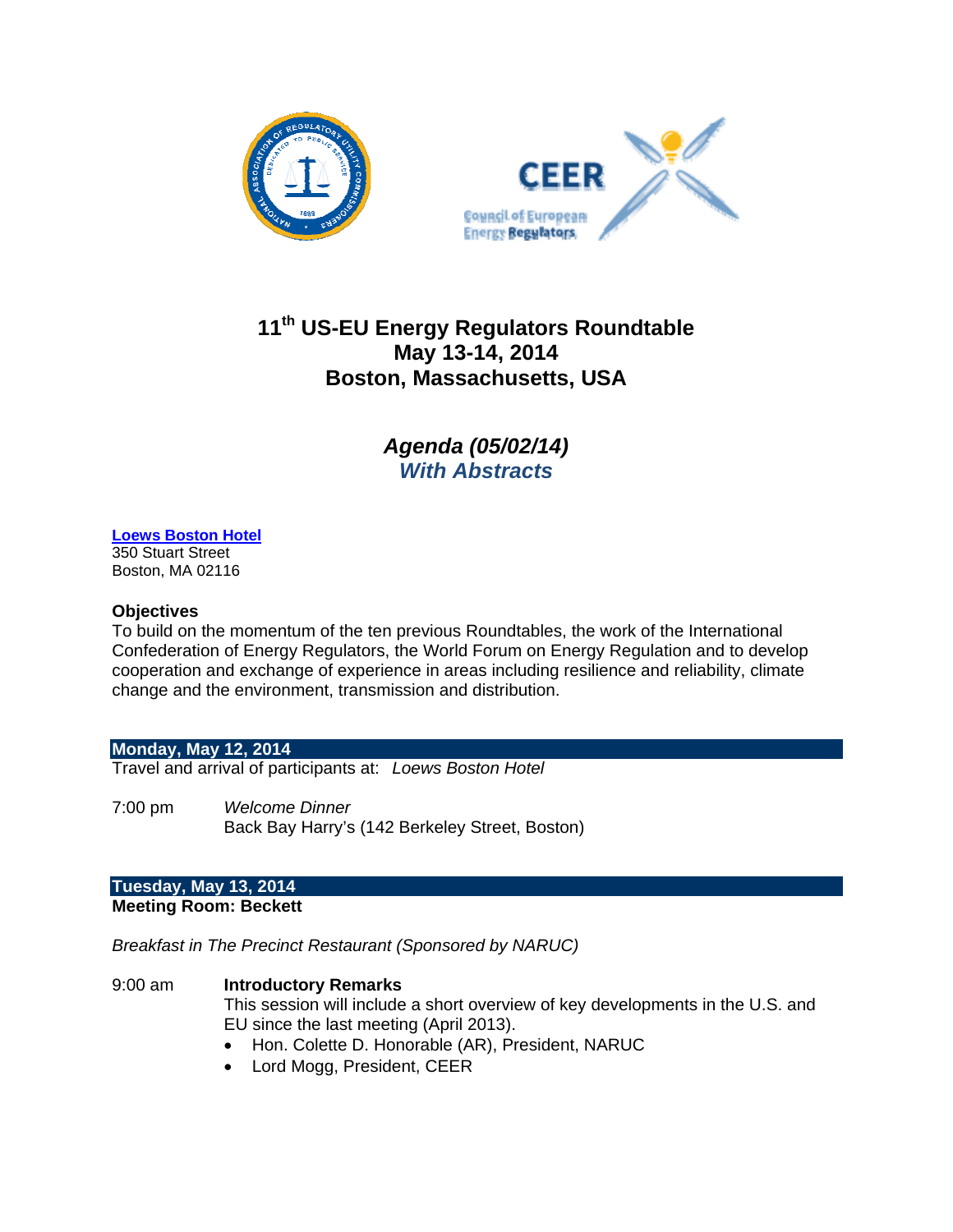# 11th US-EU Energy Regulators Roundtable
## May 13-14, 2014
## Boston, Massachusetts, USA

### *Agenda (05/02/14)*
### *With Abstracts*

**Loews Boston Hotel**
350 Stuart Street
Boston, MA 02116

**Objectives**
To build on the momentum of the ten previous Roundtables, the work of the International Confederation of Energy Regulators, the World Forum on Energy Regulation and to develop cooperation and exchange of experience in areas including resilience and reliability, climate change and the environment, transmission and distribution.

## Monday, May 12, 2014

Travel and arrival of participants at: *Loews Boston Hotel*

7:00 pm *Welcome Dinner*
Back Bay Harry's (142 Berkeley Street, Boston)

## Tuesday, May 13, 2014

**Meeting Room: Beckett**

*Breakfast in The Precinct Restaurant (Sponsored by NARUC)*

9:00 am **Introductory Remarks**
This session will include a short overview of key developments in the U.S. and EU since the last meeting (April 2013).

- Hon. Colette D. Honorable (AR), President, NARUC
- Lord Mogg, President, CEER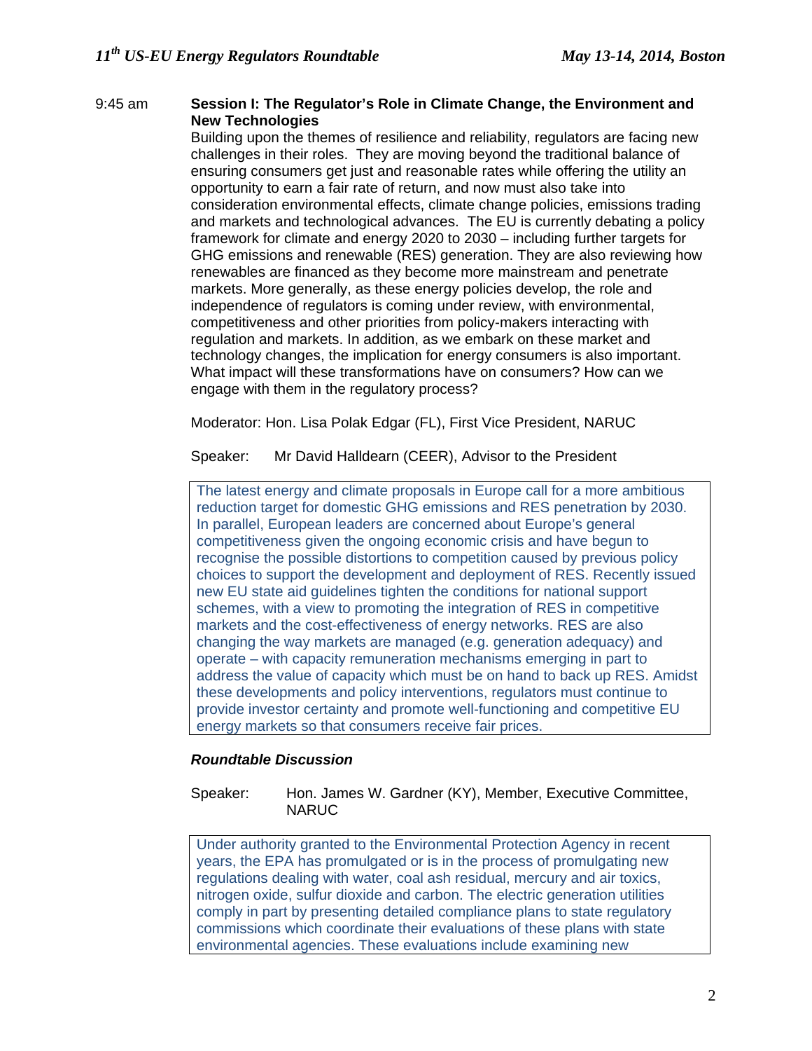9:45 am **Session I: The Regulator's Role in Climate Change, the Environment and New Technologies**

Building upon the themes of resilience and reliability, regulators are facing new challenges in their roles. They are moving beyond the traditional balance of ensuring consumers get just and reasonable rates while offering the utility an opportunity to earn a fair rate of return, and now must also take into consideration environmental effects, climate change policies, emissions trading and markets and technological advances. The EU is currently debating a policy framework for climate and energy 2020 to 2030 – including further targets for GHG emissions and renewable (RES) generation. They are also reviewing how renewables are financed as they become more mainstream and penetrate markets. More generally, as these energy policies develop, the role and independence of regulators is coming under review, with environmental, competitiveness and other priorities from policy-makers interacting with regulation and markets. In addition, as we embark on these market and technology changes, the implication for energy consumers is also important. What impact will these transformations have on consumers? How can we engage with them in the regulatory process?

Moderator: Hon. Lisa Polak Edgar (FL), First Vice President, NARUC

Speaker: Mr David Halldearn (CEER), Advisor to the President

> The latest energy and climate proposals in Europe call for a more ambitious reduction target for domestic GHG emissions and RES penetration by 2030. In parallel, European leaders are concerned about Europe's general competitiveness given the ongoing economic crisis and have begun to recognise the possible distortions to competition caused by previous policy choices to support the development and deployment of RES. Recently issued new EU state aid guidelines tighten the conditions for national support schemes, with a view to promoting the integration of RES in competitive markets and the cost-effectiveness of energy networks. RES are also changing the way markets are managed (e.g. generation adequacy) and operate – with capacity remuneration mechanisms emerging in part to address the value of capacity which must be on hand to back up RES. Amidst these developments and policy interventions, regulators must continue to provide investor certainty and promote well-functioning and competitive EU energy markets so that consumers receive fair prices.

***Roundtable Discussion***

Speaker: Hon. James W. Gardner (KY), Member, Executive Committee, NARUC

> Under authority granted to the Environmental Protection Agency in recent years, the EPA has promulgated or is in the process of promulgating new regulations dealing with water, coal ash residual, mercury and air toxics, nitrogen oxide, sulfur dioxide and carbon. The electric generation utilities comply in part by presenting detailed compliance plans to state regulatory commissions which coordinate their evaluations of these plans with state environmental agencies. These evaluations include examining new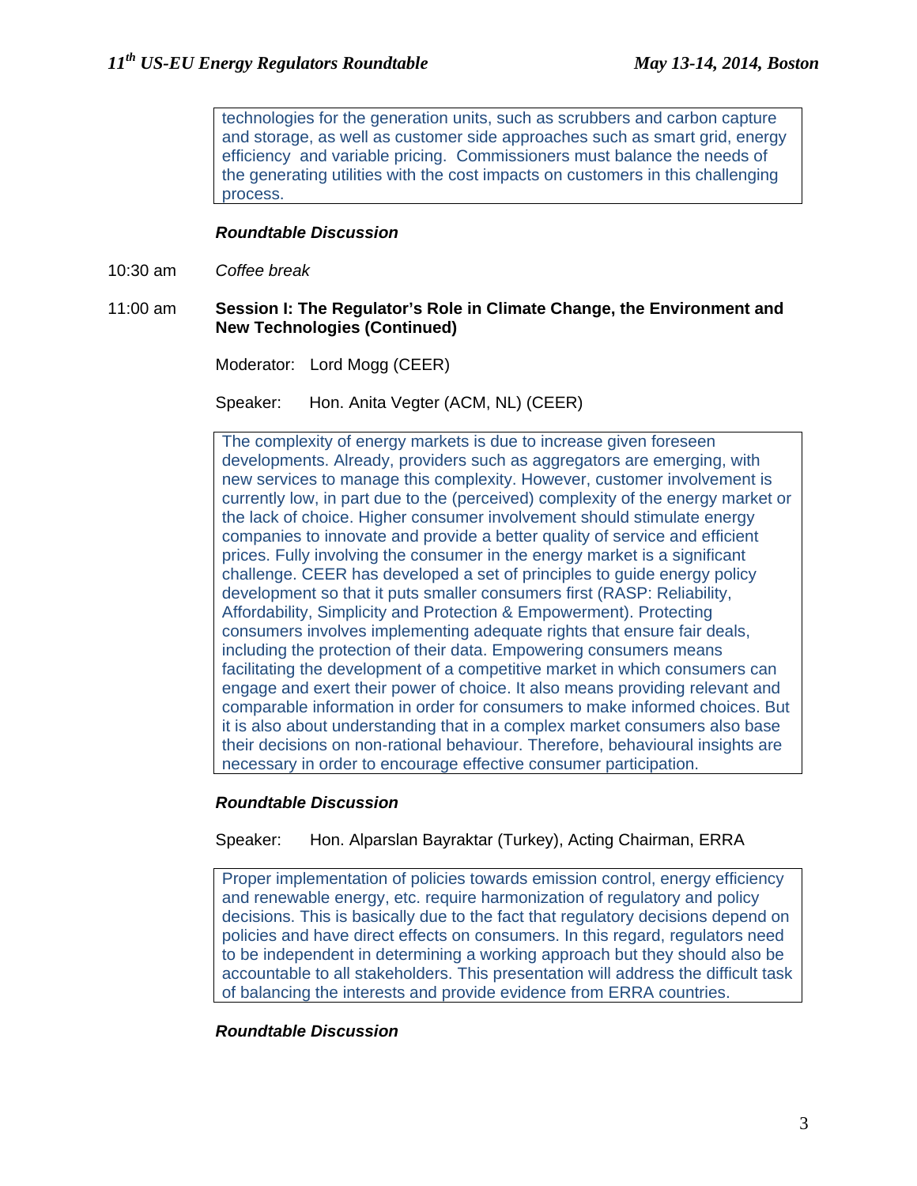technologies for the generation units, such as scrubbers and carbon capture and storage, as well as customer side approaches such as smart grid, energy efficiency and variable pricing. Commissioners must balance the needs of the generating utilities with the cost impacts on customers in this challenging process.

***Roundtable Discussion***

10:30 am *Coffee break*

11:00 am **Session I: The Regulator's Role in Climate Change, the Environment and New Technologies (Continued)**

Moderator: Lord Mogg (CEER)

Speaker: Hon. Anita Vegter (ACM, NL) (CEER)

The complexity of energy markets is due to increase given foreseen developments. Already, providers such as aggregators are emerging, with new services to manage this complexity. However, customer involvement is currently low, in part due to the (perceived) complexity of the energy market or the lack of choice. Higher consumer involvement should stimulate energy companies to innovate and provide a better quality of service and efficient prices. Fully involving the consumer in the energy market is a significant challenge. CEER has developed a set of principles to guide energy policy development so that it puts smaller consumers first (RASP: Reliability, Affordability, Simplicity and Protection & Empowerment). Protecting consumers involves implementing adequate rights that ensure fair deals, including the protection of their data. Empowering consumers means facilitating the development of a competitive market in which consumers can engage and exert their power of choice. It also means providing relevant and comparable information in order for consumers to make informed choices. But it is also about understanding that in a complex market consumers also base their decisions on non-rational behaviour. Therefore, behavioural insights are necessary in order to encourage effective consumer participation.

***Roundtable Discussion***

Speaker: Hon. Alparslan Bayraktar (Turkey), Acting Chairman, ERRA

Proper implementation of policies towards emission control, energy efficiency and renewable energy, etc. require harmonization of regulatory and policy decisions. This is basically due to the fact that regulatory decisions depend on policies and have direct effects on consumers. In this regard, regulators need to be independent in determining a working approach but they should also be accountable to all stakeholders. This presentation will address the difficult task of balancing the interests and provide evidence from ERRA countries.

***Roundtable Discussion***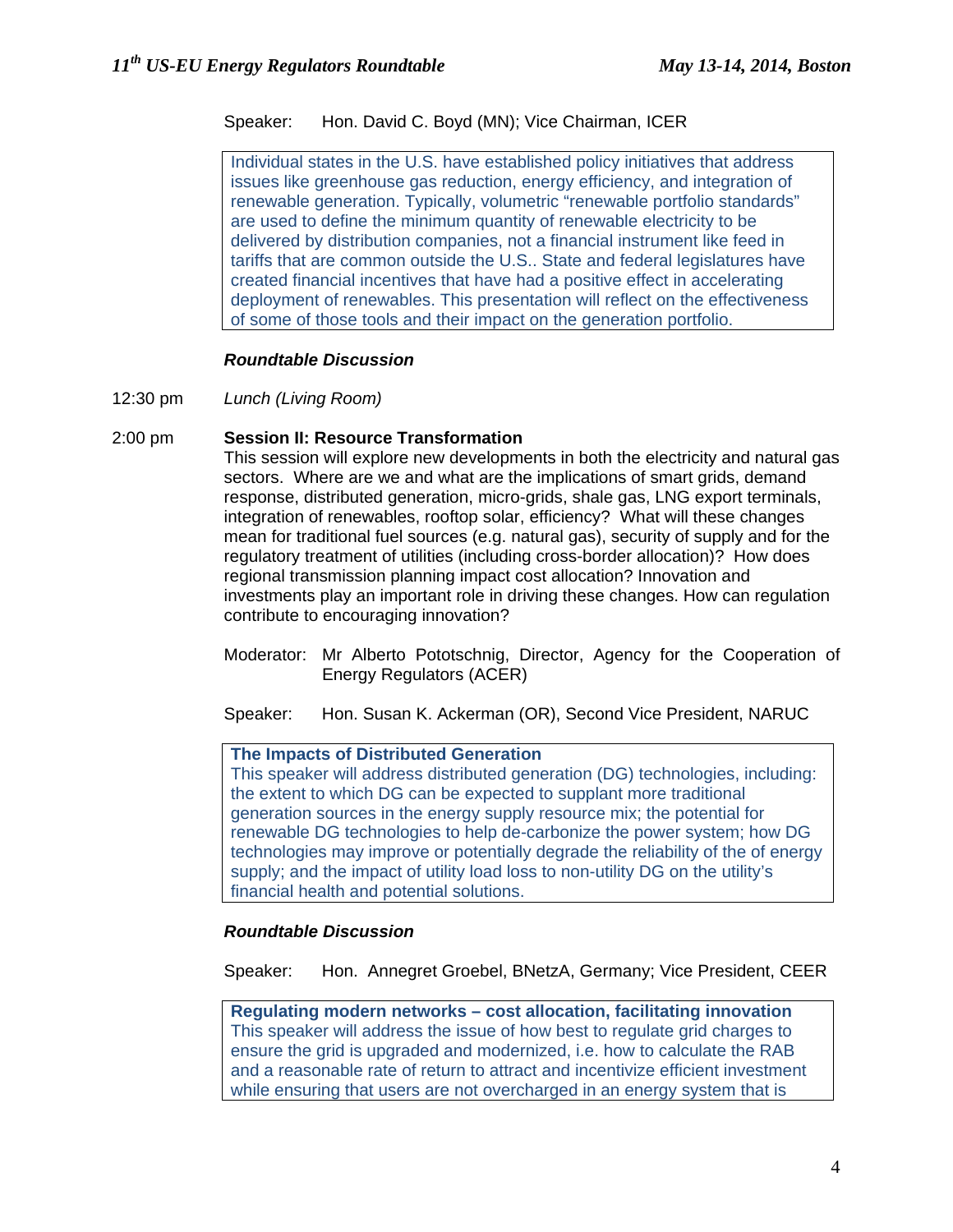Speaker: Hon. David C. Boyd (MN); Vice Chairman, ICER

> Individual states in the U.S. have established policy initiatives that address issues like greenhouse gas reduction, energy efficiency, and integration of renewable generation. Typically, volumetric "renewable portfolio standards" are used to define the minimum quantity of renewable electricity to be delivered by distribution companies, not a financial instrument like feed in tariffs that are common outside the U.S.. State and federal legislatures have created financial incentives that have had a positive effect in accelerating deployment of renewables. This presentation will reflect on the effectiveness of some of those tools and their impact on the generation portfolio.

***Roundtable Discussion***

12:30 pm *Lunch (Living Room)*

2:00 pm **Session II: Resource Transformation**

This session will explore new developments in both the electricity and natural gas sectors. Where are we and what are the implications of smart grids, demand response, distributed generation, micro-grids, shale gas, LNG export terminals, integration of renewables, rooftop solar, efficiency? What will these changes mean for traditional fuel sources (e.g. natural gas), security of supply and for the regulatory treatment of utilities (including cross-border allocation)? How does regional transmission planning impact cost allocation? Innovation and investments play an important role in driving these changes. How can regulation contribute to encouraging innovation?

Moderator: Mr Alberto Pototschnig, Director, Agency for the Cooperation of Energy Regulators (ACER)

Speaker: Hon. Susan K. Ackerman (OR), Second Vice President, NARUC

> **The Impacts of Distributed Generation**
> This speaker will address distributed generation (DG) technologies, including: the extent to which DG can be expected to supplant more traditional generation sources in the energy supply resource mix; the potential for renewable DG technologies to help de-carbonize the power system; how DG technologies may improve or potentially degrade the reliability of the of energy supply; and the impact of utility load loss to non-utility DG on the utility's financial health and potential solutions.

***Roundtable Discussion***

Speaker: Hon. Annegret Groebel, BNetzA, Germany; Vice President, CEER

> **Regulating modern networks – cost allocation, facilitating innovation**
> This speaker will address the issue of how best to regulate grid charges to ensure the grid is upgraded and modernized, i.e. how to calculate the RAB and a reasonable rate of return to attract and incentivize efficient investment while ensuring that users are not overcharged in an energy system that is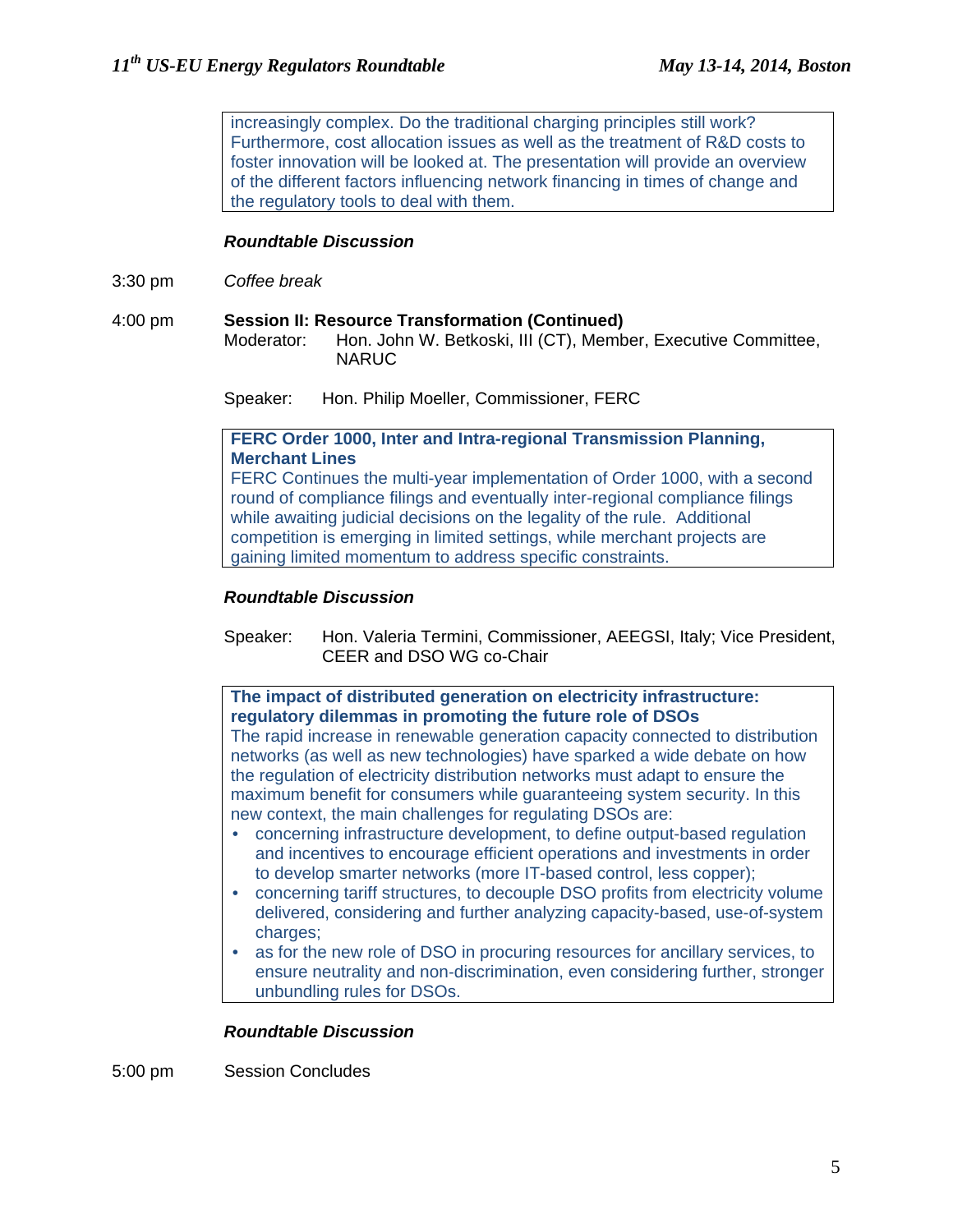increasingly complex. Do the traditional charging principles still work? Furthermore, cost allocation issues as well as the treatment of R&D costs to foster innovation will be looked at. The presentation will provide an overview of the different factors influencing network financing in times of change and the regulatory tools to deal with them.

***Roundtable Discussion***

3:30 pm *Coffee break*

4:00 pm **Session II: Resource Transformation (Continued)**

Moderator: Hon. John W. Betkoski, III (CT), Member, Executive Committee, NARUC

Speaker: Hon. Philip Moeller, Commissioner, FERC

**FERC Order 1000, Inter and Intra-regional Transmission Planning, Merchant Lines**

FERC Continues the multi-year implementation of Order 1000, with a second round of compliance filings and eventually inter-regional compliance filings while awaiting judicial decisions on the legality of the rule. Additional competition is emerging in limited settings, while merchant projects are gaining limited momentum to address specific constraints.

***Roundtable Discussion***

Speaker: Hon. Valeria Termini, Commissioner, AEEGSI, Italy; Vice President, CEER and DSO WG co-Chair

**The impact of distributed generation on electricity infrastructure: regulatory dilemmas in promoting the future role of DSOs**

The rapid increase in renewable generation capacity connected to distribution networks (as well as new technologies) have sparked a wide debate on how the regulation of electricity distribution networks must adapt to ensure the maximum benefit for consumers while guaranteeing system security. In this new context, the main challenges for regulating DSOs are:

- concerning infrastructure development, to define output-based regulation and incentives to encourage efficient operations and investments in order to develop smarter networks (more IT-based control, less copper);
- concerning tariff structures, to decouple DSO profits from electricity volume delivered, considering and further analyzing capacity-based, use-of-system charges;
- as for the new role of DSO in procuring resources for ancillary services, to ensure neutrality and non-discrimination, even considering further, stronger unbundling rules for DSOs.

***Roundtable Discussion***

5:00 pm Session Concludes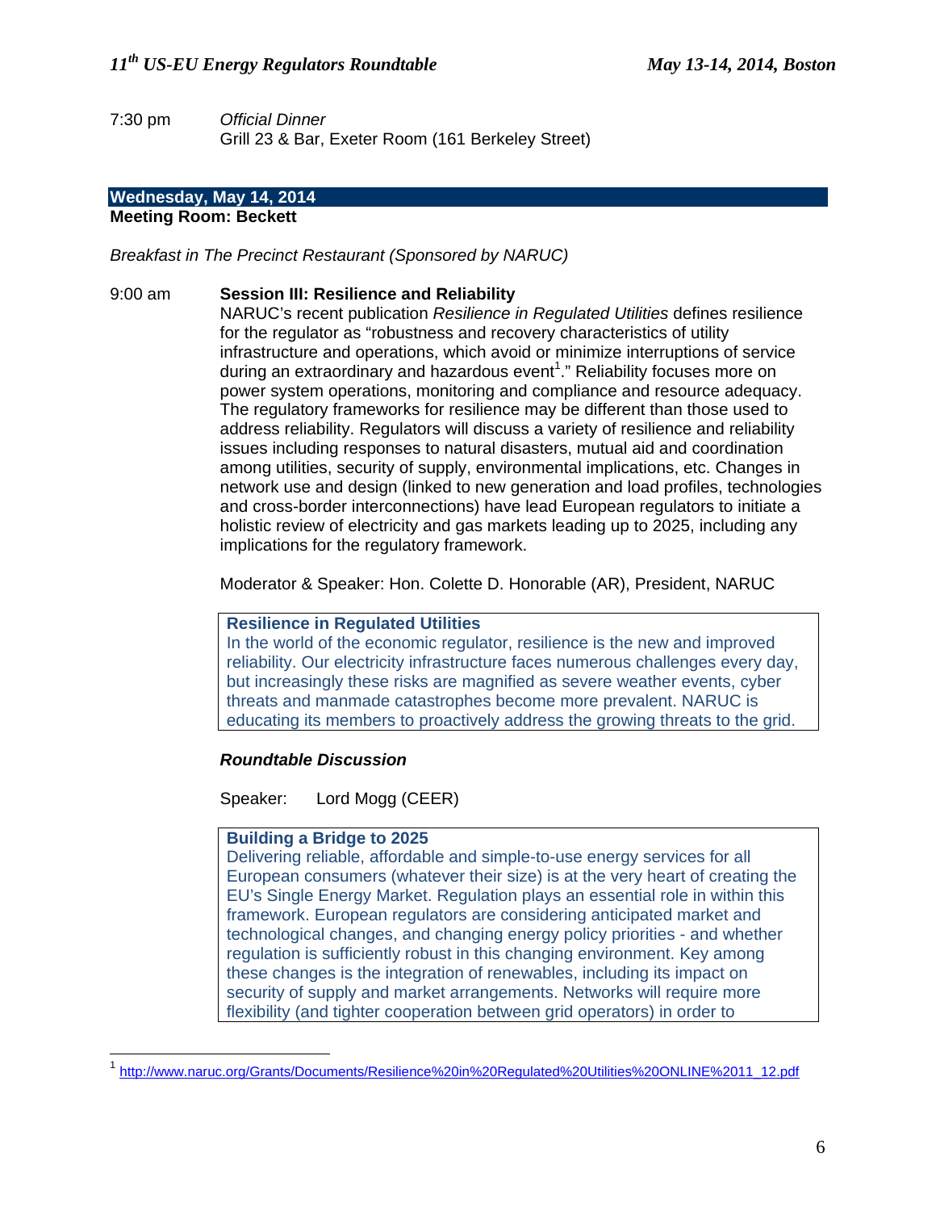7:30 pm *Official Dinner*
Grill 23 & Bar, Exeter Room (161 Berkeley Street)

## Wednesday, May 14, 2014

**Meeting Room: Beckett**

*Breakfast in The Precinct Restaurant (Sponsored by NARUC)*

9:00 am **Session III: Resilience and Reliability**

NARUC's recent publication *Resilience in Regulated Utilities* defines resilience for the regulator as "robustness and recovery characteristics of utility infrastructure and operations, which avoid or minimize interruptions of service during an extraordinary and hazardous event[1]." Reliability focuses more on power system operations, monitoring and compliance and resource adequacy. The regulatory frameworks for resilience may be different than those used to address reliability. Regulators will discuss a variety of resilience and reliability issues including responses to natural disasters, mutual aid and coordination among utilities, security of supply, environmental implications, etc. Changes in network use and design (linked to new generation and load profiles, technologies and cross-border interconnections) have lead European regulators to initiate a holistic review of electricity and gas markets leading up to 2025, including any implications for the regulatory framework.

Moderator & Speaker: Hon. Colette D. Honorable (AR), President, NARUC

> **Resilience in Regulated Utilities**
> In the world of the economic regulator, resilience is the new and improved reliability. Our electricity infrastructure faces numerous challenges every day, but increasingly these risks are magnified as severe weather events, cyber threats and manmade catastrophes become more prevalent. NARUC is educating its members to proactively address the growing threats to the grid.

***Roundtable Discussion***

Speaker: Lord Mogg (CEER)

> **Building a Bridge to 2025**
> Delivering reliable, affordable and simple-to-use energy services for all European consumers (whatever their size) is at the very heart of creating the EU's Single Energy Market. Regulation plays an essential role in within this framework. European regulators are considering anticipated market and technological changes, and changing energy policy priorities - and whether regulation is sufficiently robust in this changing environment. Key among these changes is the integration of renewables, including its impact on security of supply and market arrangements. Networks will require more flexibility (and tighter cooperation between grid operators) in order to

---

[1] http://www.naruc.org/Grants/Documents/Resilience%20in%20Regulated%20Utilities%20ONLINE%2011_12.pdf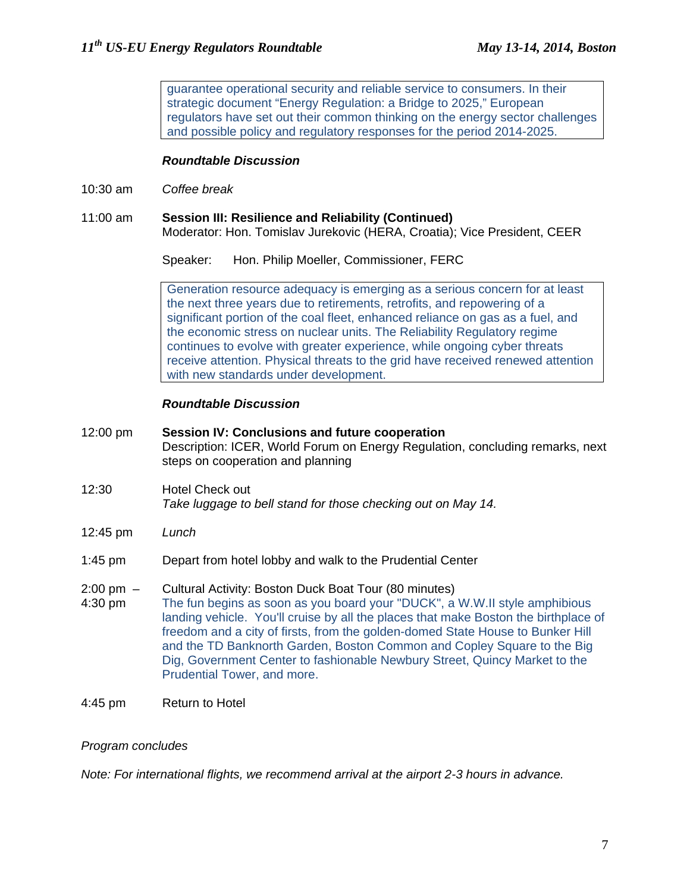guarantee operational security and reliable service to consumers. In their strategic document “Energy Regulation: a Bridge to 2025,” European regulators have set out their common thinking on the energy sector challenges and possible policy and regulatory responses for the period 2014-2025.

***Roundtable Discussion***

10:30 am — *Coffee break*

11:00 am — **Session III: Resilience and Reliability (Continued)**
Moderator: Hon. Tomislav Jurekovic (HERA, Croatia); Vice President, CEER

Speaker: Hon. Philip Moeller, Commissioner, FERC

Generation resource adequacy is emerging as a serious concern for at least the next three years due to retirements, retrofits, and repowering of a significant portion of the coal fleet, enhanced reliance on gas as a fuel, and the economic stress on nuclear units. The Reliability Regulatory regime continues to evolve with greater experience, while ongoing cyber threats receive attention. Physical threats to the grid have received renewed attention with new standards under development.

***Roundtable Discussion***

12:00 pm — **Session IV: Conclusions and future cooperation**
Description: ICER, World Forum on Energy Regulation, concluding remarks, next steps on cooperation and planning

12:30 — Hotel Check out
*Take luggage to bell stand for those checking out on May 14.*

12:45 pm — *Lunch*

1:45 pm — Depart from hotel lobby and walk to the Prudential Center

2:00 pm – 4:30 pm — Cultural Activity: Boston Duck Boat Tour (80 minutes)
The fun begins as soon as you board your "DUCK", a W.W.II style amphibious landing vehicle. You'll cruise by all the places that make Boston the birthplace of freedom and a city of firsts, from the golden-domed State House to Bunker Hill and the TD Banknorth Garden, Boston Common and Copley Square to the Big Dig, Government Center to fashionable Newbury Street, Quincy Market to the Prudential Tower, and more.

4:45 pm — Return to Hotel

*Program concludes*

*Note: For international flights, we recommend arrival at the airport 2-3 hours in advance.*